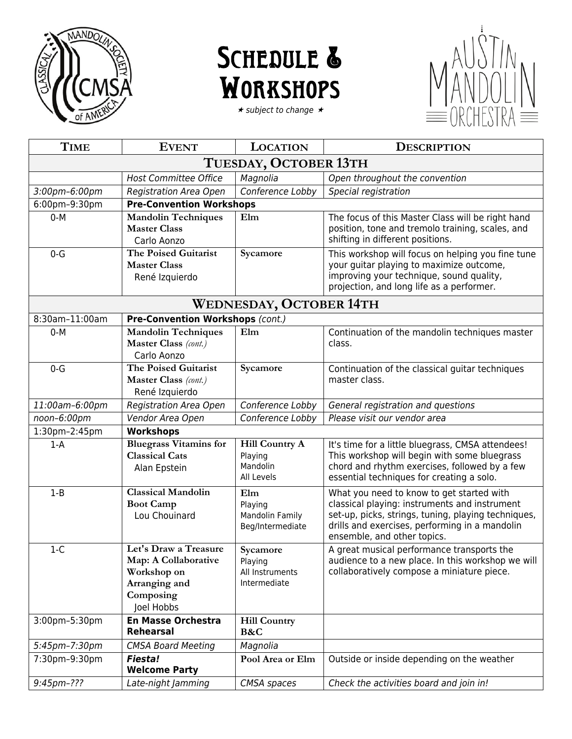# Schedule & Workshops

★ *subject to change* ★

| Time | Event | Location | Description |
|---|---|---|---|
| **Tuesday, October 13th** | | | |
| | *Host Committee Office* | *Magnolia* | *Open throughout the convention* |
| *3:00pm–6:00pm* | *Registration Area Open* | *Conference Lobby* | *Special registration* |
| 6:00pm–9:30pm | **Pre-Convention Workshops** | | |
| 0-M | **Mandolin Techniques Master Class** Carlo Aonzo | **Elm** | The focus of this Master Class will be right hand position, tone and tremolo training, scales, and shifting in different positions. |
| 0-G | **The Poised Guitarist Master Class** René Izquierdo | **Sycamore** | This workshop will focus on helping you fine tune your guitar playing to maximize outcome, improving your technique, sound quality, projection, and long life as a performer. |
| **Wednesday, October 14th** | | | |
| 8:30am–11:00am | **Pre-Convention Workshops** *(cont.)* | | |
| 0-M | **Mandolin Techniques Master Class** *(cont.)* Carlo Aonzo | **Elm** | Continuation of the mandolin techniques master class. |
| 0-G | **The Poised Guitarist Master Class** *(cont.)* René Izquierdo | **Sycamore** | Continuation of the classical guitar techniques master class. |
| *11:00am–6:00pm* | *Registration Area Open* | *Conference Lobby* | *General registration and questions* |
| *noon–6:00pm* | *Vendor Area Open* | *Conference Lobby* | *Please visit our vendor area* |
| 1:30pm–2:45pm | **Workshops** | | |
| 1-A | **Bluegrass Vitamins for Classical Cats** Alan Epstein | **Hill Country A** Playing Mandolin All Levels | It's time for a little bluegrass, CMSA attendees! This workshop will begin with some bluegrass chord and rhythm exercises, followed by a few essential techniques for creating a solo. |
| 1-B | **Classical Mandolin Boot Camp** Lou Chouinard | **Elm** Playing Mandolin Family Beg/Intermediate | What you need to know to get started with classical playing: instruments and instrument set-up, picks, strings, tuning, playing techniques, drills and exercises, performing in a mandolin ensemble, and other topics. |
| 1-C | **Let's Draw a Treasure Map: A Collaborative Workshop on Arranging and Composing** Joel Hobbs | **Sycamore** Playing All Instruments Intermediate | A great musical performance transports the audience to a new place. In this workshop we will collaboratively compose a miniature piece. |
| 3:00pm–5:30pm | **En Masse Orchestra Rehearsal** | **Hill Country B&C** | |
| *5:45pm–7:30pm* | *CMSA Board Meeting* | *Magnolia* | |
| 7:30pm–9:30pm | ***Fiesta!* Welcome Party** | **Pool Area or Elm** | Outside or inside depending on the weather |
| *9:45pm–???* | *Late-night Jamming* | *CMSA spaces* | *Check the activities board and join in!* |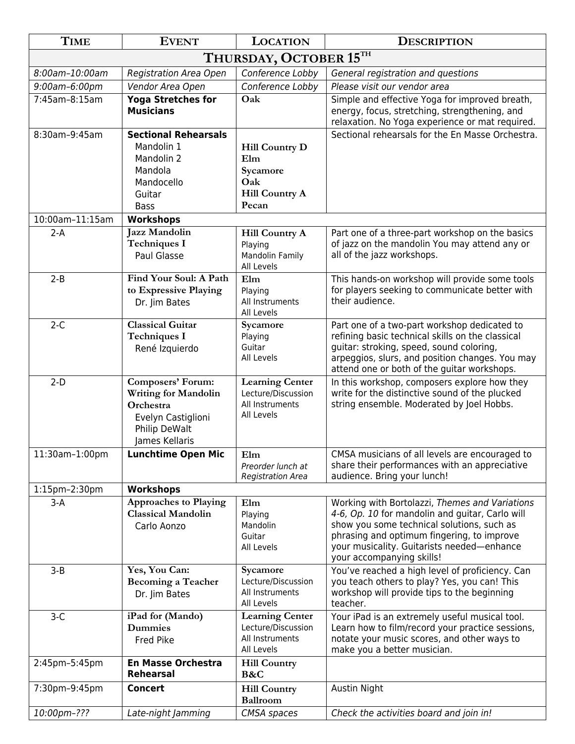| Time | Event | Location | Description |
|---|---|---|---|
| **Thursday, October 15th** | | | |
| *8:00am–10:00am* | *Registration Area Open* | *Conference Lobby* | *General registration and questions* |
| *9:00am–6:00pm* | *Vendor Area Open* | *Conference Lobby* | *Please visit our vendor area* |
| 7:45am–8:15am | **Yoga Stretches for Musicians** | **Oak** | Simple and effective Yoga for improved breath, energy, focus, stretching, strengthening, and relaxation. No Yoga experience or mat required. |
| 8:30am–9:45am | **Sectional Rehearsals**<br>Mandolin 1<br>Mandolin 2<br>Mandola<br>Mandocello<br>Guitar<br>Bass | <br>**Hill Country D**<br>**Elm**<br>**Sycamore**<br>**Oak**<br>**Hill Country A**<br>**Pecan** | Sectional rehearsals for the En Masse Orchestra. |
| 10:00am–11:15am | **Workshops** | | |
| 2-A | **Jazz Mandolin Techniques I**<br>Paul Glasse | **Hill Country A**<br>Playing<br>Mandolin Family<br>All Levels | Part one of a three-part workshop on the basics of jazz on the mandolin You may attend any or all of the jazz workshops. |
| 2-B | **Find Your Soul: A Path to Expressive Playing**<br>Dr. Jim Bates | **Elm**<br>Playing<br>All Instruments<br>All Levels | This hands-on workshop will provide some tools for players seeking to communicate better with their audience. |
| 2-C | **Classical Guitar Techniques I**<br>René Izquierdo | **Sycamore**<br>Playing<br>Guitar<br>All Levels | Part one of a two-part workshop dedicated to refining basic technical skills on the classical guitar: stroking, speed, sound coloring, arpeggios, slurs, and position changes. You may attend one or both of the guitar workshops. |
| 2-D | **Composers' Forum: Writing for Mandolin Orchestra**<br>Evelyn Castiglioni<br>Philip DeWalt<br>James Kellaris | **Learning Center**<br>Lecture/Discussion<br>All Instruments<br>All Levels | In this workshop, composers explore how they write for the distinctive sound of the plucked string ensemble. Moderated by Joel Hobbs. |
| 11:30am–1:00pm | **Lunchtime Open Mic** | **Elm**<br>*Preorder lunch at Registration Area* | CMSA musicians of all levels are encouraged to share their performances with an appreciative audience. Bring your lunch! |
| 1:15pm–2:30pm | **Workshops** | | |
| 3-A | **Approaches to Playing Classical Mandolin**<br>Carlo Aonzo | **Elm**<br>Playing<br>Mandolin<br>Guitar<br>All Levels | Working with Bortolazzi, *Themes and Variations 4-6, Op. 10* for mandolin and guitar, Carlo will show you some technical solutions, such as phrasing and optimum fingering, to improve your musicality. Guitarists needed—enhance your accompanying skills! |
| 3-B | **Yes, You Can: Becoming a Teacher**<br>Dr. Jim Bates | **Sycamore**<br>Lecture/Discussion<br>All Instruments<br>All Levels | You've reached a high level of proficiency. Can you teach others to play? Yes, you can! This workshop will provide tips to the beginning teacher. |
| 3-C | **iPad for (Mando) Dummies**<br>Fred Pike | **Learning Center**<br>Lecture/Discussion<br>All Instruments<br>All Levels | Your iPad is an extremely useful musical tool. Learn how to film/record your practice sessions, notate your music scores, and other ways to make you a better musician. |
| 2:45pm–5:45pm | **En Masse Orchestra Rehearsal** | **Hill Country B&C** | |
| 7:30pm–9:45pm | **Concert** | **Hill Country Ballroom** | Austin Night |
| *10:00pm–???* | *Late-night Jamming* | *CMSA spaces* | *Check the activities board and join in!* |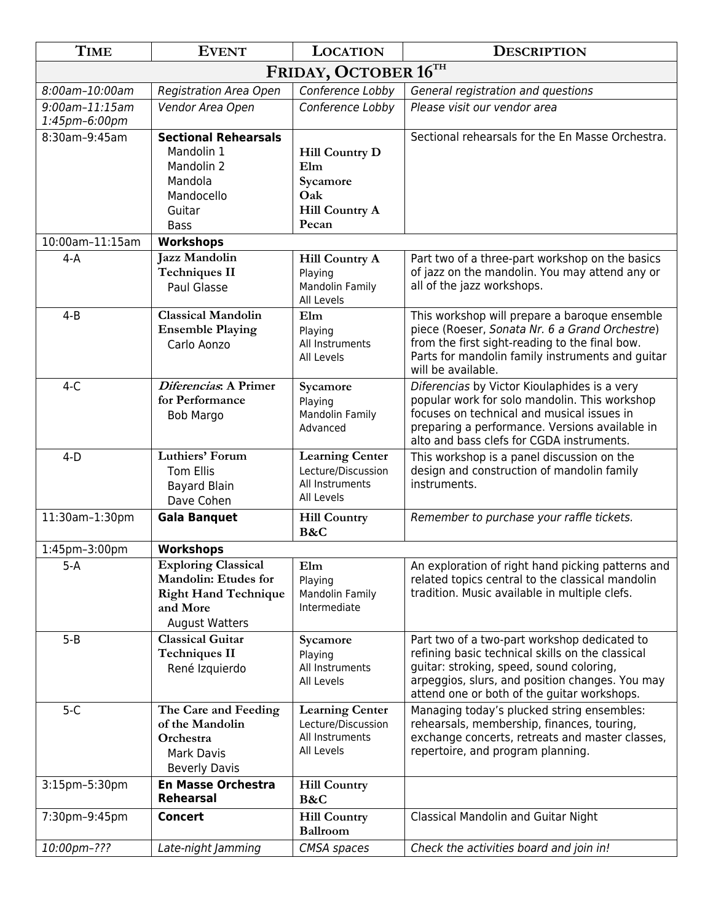| Time | Event | Location | Description |
|---|---|---|---|
| **Friday, October 16th** | | | |
| *8:00am–10:00am* | *Registration Area Open* | *Conference Lobby* | *General registration and questions* |
| *9:00am–11:15am 1:45pm–6:00pm* | *Vendor Area Open* | *Conference Lobby* | *Please visit our vendor area* |
| 8:30am–9:45am | **Sectional Rehearsals** Mandolin 1 Mandolin 2 Mandola Mandocello Guitar Bass | **Hill Country D** **Elm** **Sycamore** **Oak** **Hill Country A** **Pecan** | Sectional rehearsals for the En Masse Orchestra. |
| 10:00am–11:15am | **Workshops** | | |
| 4-A | **Jazz Mandolin Techniques II** Paul Glasse | **Hill Country A** Playing Mandolin Family All Levels | Part two of a three-part workshop on the basics of jazz on the mandolin. You may attend any or all of the jazz workshops. |
| 4-B | **Classical Mandolin Ensemble Playing** Carlo Aonzo | **Elm** Playing All Instruments All Levels | This workshop will prepare a baroque ensemble piece (Roeser, *Sonata Nr. 6 a Grand Orchestre*) from the first sight-reading to the final bow. Parts for mandolin family instruments and guitar will be available. |
| 4-C | ***Diferencias*: A Primer for Performance** Bob Margo | **Sycamore** Playing Mandolin Family Advanced | *Diferencias* by Victor Kioulaphides is a very popular work for solo mandolin. This workshop focuses on technical and musical issues in preparing a performance. Versions available in alto and bass clefs for CGDA instruments. |
| 4-D | **Luthiers' Forum** Tom Ellis Bayard Blain Dave Cohen | **Learning Center** Lecture/Discussion All Instruments All Levels | This workshop is a panel discussion on the design and construction of mandolin family instruments. |
| 11:30am–1:30pm | **Gala Banquet** | **Hill Country B&C** | *Remember to purchase your raffle tickets.* |
| 1:45pm–3:00pm | **Workshops** | | |
| 5-A | **Exploring Classical Mandolin: Etudes for Right Hand Technique and More** August Watters | **Elm** Playing Mandolin Family Intermediate | An exploration of right hand picking patterns and related topics central to the classical mandolin tradition. Music available in multiple clefs. |
| 5-B | **Classical Guitar Techniques II** René Izquierdo | **Sycamore** Playing All Instruments All Levels | Part two of a two-part workshop dedicated to refining basic technical skills on the classical guitar: stroking, speed, sound coloring, arpeggios, slurs, and position changes. You may attend one or both of the guitar workshops. |
| 5-C | **The Care and Feeding of the Mandolin Orchestra** Mark Davis Beverly Davis | **Learning Center** Lecture/Discussion All Instruments All Levels | Managing today's plucked string ensembles: rehearsals, membership, finances, touring, exchange concerts, retreats and master classes, repertoire, and program planning. |
| 3:15pm–5:30pm | **En Masse Orchestra Rehearsal** | **Hill Country B&C** | |
| 7:30pm–9:45pm | **Concert** | **Hill Country Ballroom** | Classical Mandolin and Guitar Night |
| *10:00pm–???* | *Late-night Jamming* | *CMSA spaces* | *Check the activities board and join in!* |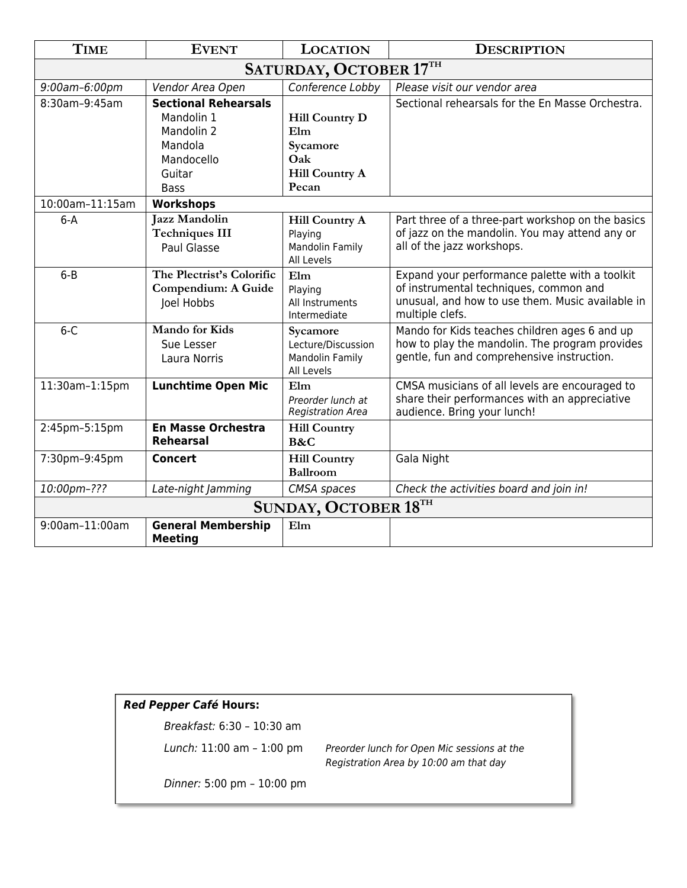| Time | Event | Location | Description |
|---|---|---|---|
| **Saturday, October 17th** | | | |
| *9:00am–6:00pm* | *Vendor Area Open* | *Conference Lobby* | *Please visit our vendor area* |
| 8:30am–9:45am | **Sectional Rehearsals**<br>Mandolin 1<br>Mandolin 2<br>Mandola<br>Mandocello<br>Guitar<br>Bass | <br>**Hill Country D**<br>**Elm**<br>**Sycamore**<br>**Oak**<br>**Hill Country A**<br>**Pecan** | Sectional rehearsals for the En Masse Orchestra. |
| 10:00am–11:15am | **Workshops** | | |
| 6-A | **Jazz Mandolin Techniques III**<br>Paul Glasse | **Hill Country A**<br>Playing<br>Mandolin Family<br>All Levels | Part three of a three-part workshop on the basics of jazz on the mandolin. You may attend any or all of the jazz workshops. |
| 6-B | **The Plectrist's Colorific Compendium: A Guide**<br>Joel Hobbs | **Elm**<br>Playing<br>All Instruments<br>Intermediate | Expand your performance palette with a toolkit of instrumental techniques, common and unusual, and how to use them. Music available in multiple clefs. |
| 6-C | **Mando for Kids**<br>Sue Lesser<br>Laura Norris | **Sycamore**<br>Lecture/Discussion<br>Mandolin Family<br>All Levels | Mando for Kids teaches children ages 6 and up how to play the mandolin. The program provides gentle, fun and comprehensive instruction. |
| 11:30am–1:15pm | **Lunchtime Open Mic** | **Elm**<br>*Preorder lunch at Registration Area* | CMSA musicians of all levels are encouraged to share their performances with an appreciative audience. Bring your lunch! |
| 2:45pm–5:15pm | **En Masse Orchestra Rehearsal** | **Hill Country B&C** | |
| 7:30pm–9:45pm | **Concert** | **Hill Country Ballroom** | Gala Night |
| *10:00pm–???* | *Late-night Jamming* | *CMSA spaces* | *Check the activities board and join in!* |
| **Sunday, October 18th** | | | |
| 9:00am–11:00am | **General Membership Meeting** | **Elm** | |

***Red Pepper Café* Hours:**

*Breakfast:* 6:30 – 10:30 am

*Lunch:* 11:00 am – 1:00 pm — *Preorder lunch for Open Mic sessions at the Registration Area by 10:00 am that day*

*Dinner:* 5:00 pm – 10:00 pm